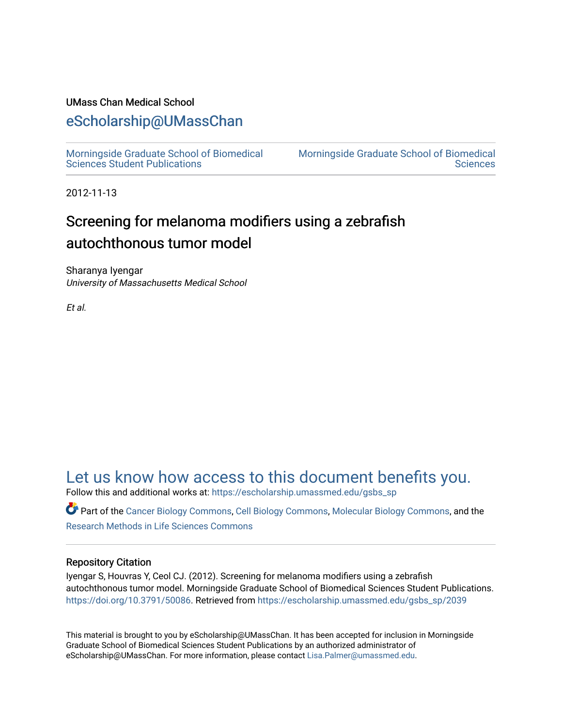UMass Chan Medical School

# eScholarship@UMassChan

Morningside Graduate School of Biomedical Sciences Student Publications

Morningside Graduate School of Biomedical Sciences

2012-11-13

# Screening for melanoma modifiers using a zebrafish autochthonous tumor model

Sharanya Iyengar
*University of Massachusetts Medical School*

*Et al.*

## Let us know how access to this document benefits you.

Follow this and additional works at: https://escholarship.umassmed.edu/gsbs_sp

Part of the Cancer Biology Commons, Cell Biology Commons, Molecular Biology Commons, and the Research Methods in Life Sciences Commons

### Repository Citation

Iyengar S, Houvras Y, Ceol CJ. (2012). Screening for melanoma modifiers using a zebrafish autochthonous tumor model. Morningside Graduate School of Biomedical Sciences Student Publications. https://doi.org/10.3791/50086. Retrieved from https://escholarship.umassmed.edu/gsbs_sp/2039

This material is brought to you by eScholarship@UMassChan. It has been accepted for inclusion in Morningside Graduate School of Biomedical Sciences Student Publications by an authorized administrator of eScholarship@UMassChan. For more information, please contact Lisa.Palmer@umassmed.edu.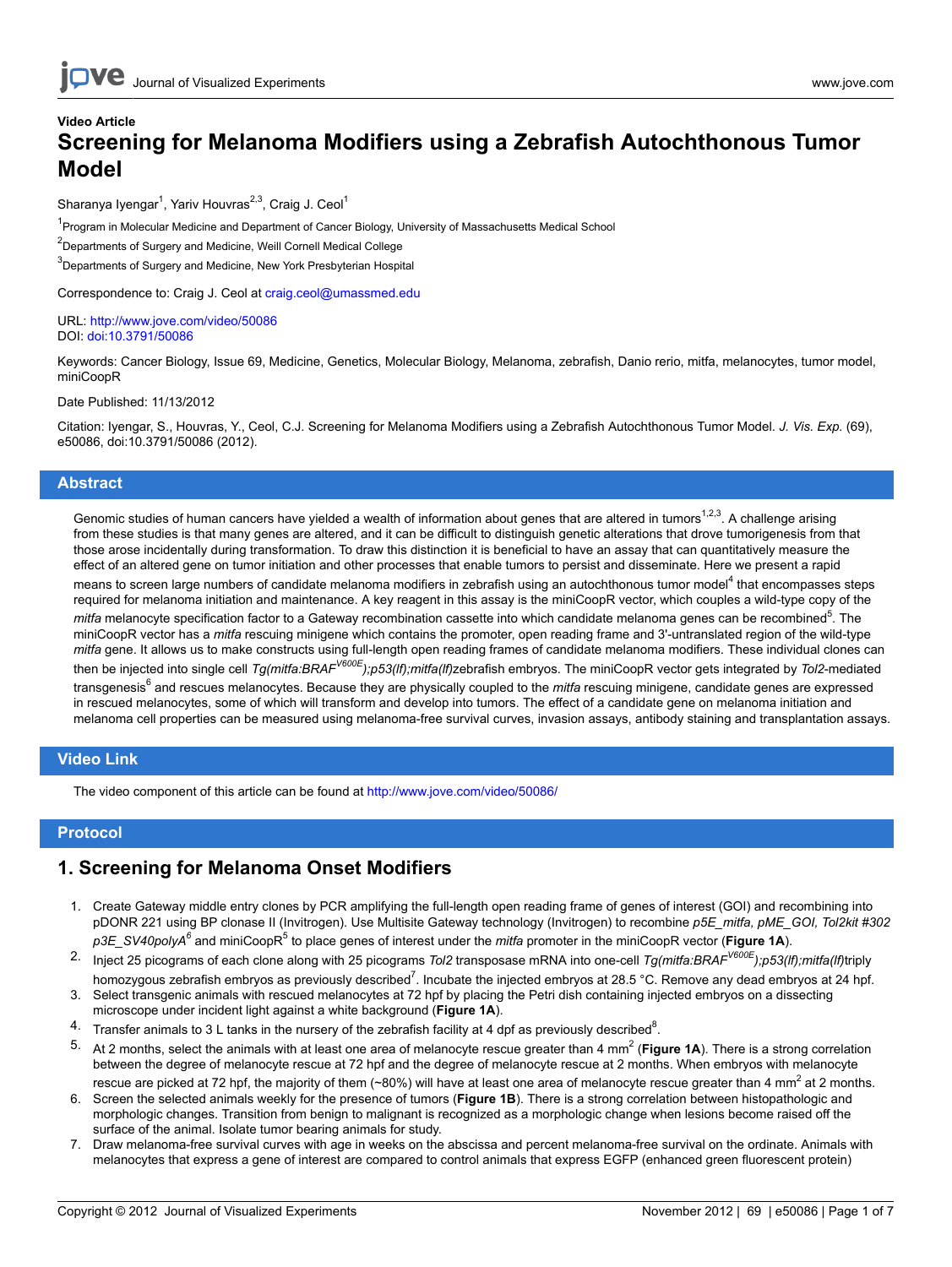Video Article

# Screening for Melanoma Modifiers using a Zebrafish Autochthonous Tumor Model

Sharanya Iyengar[1], Yariv Houvras[2,3], Craig J. Ceol[1]

[1]Program in Molecular Medicine and Department of Cancer Biology, University of Massachusetts Medical School

[2]Departments of Surgery and Medicine, Weill Cornell Medical College

[3]Departments of Surgery and Medicine, New York Presbyterian Hospital

Correspondence to: Craig J. Ceol at craig.ceol@umassmed.edu

URL: http://www.jove.com/video/50086
DOI: doi:10.3791/50086

Keywords: Cancer Biology, Issue 69, Medicine, Genetics, Molecular Biology, Melanoma, zebrafish, Danio rerio, mitfa, melanocytes, tumor model, miniCoopR

Date Published: 11/13/2012

Citation: Iyengar, S., Houvras, Y., Ceol, C.J. Screening for Melanoma Modifiers using a Zebrafish Autochthonous Tumor Model. *J. Vis. Exp.* (69), e50086, doi:10.3791/50086 (2012).

## Abstract

Genomic studies of human cancers have yielded a wealth of information about genes that are altered in tumors[1,2,3]. A challenge arising from these studies is that many genes are altered, and it can be difficult to distinguish genetic alterations that drove tumorigenesis from that those arose incidentally during transformation. To draw this distinction it is beneficial to have an assay that can quantitatively measure the effect of an altered gene on tumor initiation and other processes that enable tumors to persist and disseminate. Here we present a rapid means to screen large numbers of candidate melanoma modifiers in zebrafish using an autochthonous tumor model[4] that encompasses steps required for melanoma initiation and maintenance. A key reagent in this assay is the miniCoopR vector, which couples a wild-type copy of the *mitfa* melanocyte specification factor to a Gateway recombination cassette into which candidate melanoma genes can be recombined[5]. The miniCoopR vector has a *mitfa* rescuing minigene which contains the promoter, open reading frame and 3'-untranslated region of the wild-type *mitfa* gene. It allows us to make constructs using full-length open reading frames of candidate melanoma modifiers. These individual clones can then be injected into single cell *Tg(mitfa:BRAF$^{V600E}$);p53(lf);mitfa(lf)* zebrafish embryos. The miniCoopR vector gets integrated by *Tol2*-mediated transgenesis[6] and rescues melanocytes. Because they are physically coupled to the *mitfa* rescuing minigene, candidate genes are expressed in rescued melanocytes, some of which will transform and develop into tumors. The effect of a candidate gene on melanoma initiation and melanoma cell properties can be measured using melanoma-free survival curves, invasion assays, antibody staining and transplantation assays.

## Video Link

The video component of this article can be found at http://www.jove.com/video/50086/

## Protocol

## 1. Screening for Melanoma Onset Modifiers

1. Create Gateway middle entry clones by PCR amplifying the full-length open reading frame of genes of interest (GOI) and recombining into pDONR 221 using BP clonase II (Invitrogen). Use Multisite Gateway technology (Invitrogen) to recombine *p5E_mitfa, pME_GOI, Tol2kit #302 p3E_SV40polyA*[6] and miniCoopR[5] to place genes of interest under the *mitfa* promoter in the miniCoopR vector (**Figure 1A**).
2. Inject 25 picograms of each clone along with 25 picograms *Tol2* transposase mRNA into one-cell *Tg(mitfa:BRAF$^{V600E}$);p53(lf);mitfa(lf)* triply homozygous zebrafish embryos as previously described[7]. Incubate the injected embryos at 28.5 °C. Remove any dead embryos at 24 hpf.
3. Select transgenic animals with rescued melanocytes at 72 hpf by placing the Petri dish containing injected embryos on a dissecting microscope under incident light against a white background (**Figure 1A**).
4. Transfer animals to 3 L tanks in the nursery of the zebrafish facility at 4 dpf as previously described[8].
5. At 2 months, select the animals with at least one area of melanocyte rescue greater than 4 mm$^2$ (**Figure 1A**). There is a strong correlation between the degree of melanocyte rescue at 72 hpf and the degree of melanocyte rescue at 2 months. When embryos with melanocyte rescue are picked at 72 hpf, the majority of them (~80%) will have at least one area of melanocyte rescue greater than 4 mm$^2$ at 2 months.
6. Screen the selected animals weekly for the presence of tumors (**Figure 1B**). There is a strong correlation between histopathologic and morphologic changes. Transition from benign to malignant is recognized as a morphologic change when lesions become raised off the surface of the animal. Isolate tumor bearing animals for study.
7. Draw melanoma-free survival curves with age in weeks on the abscissa and percent melanoma-free survival on the ordinate. Animals with melanocytes that express a gene of interest are compared to control animals that express EGFP (enhanced green fluorescent protein)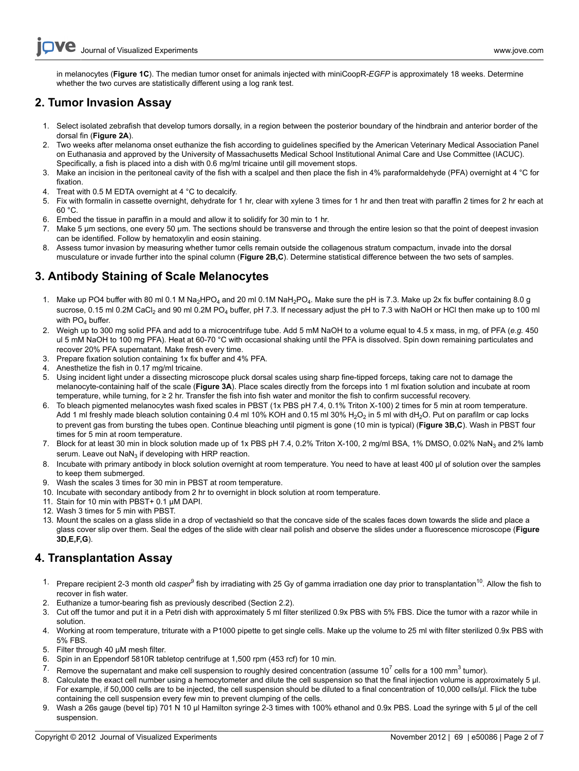in melanocytes (**Figure 1C**). The median tumor onset for animals injected with miniCoopR-*EGFP* is approximately 18 weeks. Determine whether the two curves are statistically different using a log rank test.

## 2. Tumor Invasion Assay

1. Select isolated zebrafish that develop tumors dorsally, in a region between the posterior boundary of the hindbrain and anterior border of the dorsal fin (**Figure 2A**).
2. Two weeks after melanoma onset euthanize the fish according to guidelines specified by the American Veterinary Medical Association Panel on Euthanasia and approved by the University of Massachusetts Medical School Institutional Animal Care and Use Committee (IACUC). Specifically, a fish is placed into a dish with 0.6 mg/ml tricaine until gill movement stops.
3. Make an incision in the peritoneal cavity of the fish with a scalpel and then place the fish in 4% paraformaldehyde (PFA) overnight at 4 °C for fixation.
4. Treat with 0.5 M EDTA overnight at 4 °C to decalcify.
5. Fix with formalin in cassette overnight, dehydrate for 1 hr, clear with xylene 3 times for 1 hr and then treat with paraffin 2 times for 2 hr each at 60 °C.
6. Embed the tissue in paraffin in a mould and allow it to solidify for 30 min to 1 hr.
7. Make 5 µm sections, one every 50 µm. The sections should be transverse and through the entire lesion so that the point of deepest invasion can be identified. Follow by hematoxylin and eosin staining.
8. Assess tumor invasion by measuring whether tumor cells remain outside the collagenous stratum compactum, invade into the dorsal musculature or invade further into the spinal column (**Figure 2B,C**). Determine statistical difference between the two sets of samples.

## 3. Antibody Staining of Scale Melanocytes

1. Make up PO4 buffer with 80 ml 0.1 M $Na_2HPO_4$ and 20 ml 0.1M $NaH_2PO_4$. Make sure the pH is 7.3. Make up 2x fix buffer containing 8.0 g sucrose, 0.15 ml 0.2M $CaCl_2$ and 90 ml 0.2M $PO_4$ buffer, pH 7.3. If necessary adjust the pH to 7.3 with NaOH or HCl then make up to 100 ml with $PO_4$ buffer.
2. Weigh up to 300 mg solid PFA and add to a microcentrifuge tube. Add 5 mM NaOH to a volume equal to 4.5 x mass, in mg, of PFA (*e.g.* 450 ul 5 mM NaOH to 100 mg PFA). Heat at 60-70 °C with occasional shaking until the PFA is dissolved. Spin down remaining particulates and recover 20% PFA supernatant. Make fresh every time.
3. Prepare fixation solution containing 1x fix buffer and 4% PFA.
4. Anesthetize the fish in 0.17 mg/ml tricaine.
5. Using incident light under a dissecting microscope pluck dorsal scales using sharp fine-tipped forceps, taking care not to damage the melanocyte-containing half of the scale (**Figure 3A**). Place scales directly from the forceps into 1 ml fixation solution and incubate at room temperature, while turning, for ≥ 2 hr. Transfer the fish into fish water and monitor the fish to confirm successful recovery.
6. To bleach pigmented melanocytes wash fixed scales in PBST (1x PBS pH 7.4, 0.1% Triton X-100) 2 times for 5 min at room temperature. Add 1 ml freshly made bleach solution containing 0.4 ml 10% KOH and 0.15 ml 30% $H_2O_2$ in 5 ml with $dH_2O$. Put on parafilm or cap locks to prevent gas from bursting the tubes open. Continue bleaching until pigment is gone (10 min is typical) (**Figure 3B,C**). Wash in PBST four times for 5 min at room temperature.
7. Block for at least 30 min in block solution made up of 1x PBS pH 7.4, 0.2% Triton X-100, 2 mg/ml BSA, 1% DMSO, 0.02% $NaN_3$ and 2% lamb serum. Leave out $NaN_3$ if developing with HRP reaction.
8. Incubate with primary antibody in block solution overnight at room temperature. You need to have at least 400 µl of solution over the samples to keep them submerged.
9. Wash the scales 3 times for 30 min in PBST at room temperature.
10. Incubate with secondary antibody from 2 hr to overnight in block solution at room temperature.
11. Stain for 10 min with PBST+ 0.1 µM DAPI.
12. Wash 3 times for 5 min with PBST.
13. Mount the scales on a glass slide in a drop of vectashield so that the concave side of the scales faces down towards the slide and place a glass cover slip over them. Seal the edges of the slide with clear nail polish and observe the slides under a fluorescence microscope (**Figure 3D,E,F,G**).

## 4. Transplantation Assay

1. Prepare recipient 2-3 month old *casper*[9] fish by irradiating with 25 Gy of gamma irradiation one day prior to transplantation[10]. Allow the fish to recover in fish water.
2. Euthanize a tumor-bearing fish as previously described (Section 2.2).
3. Cut off the tumor and put it in a Petri dish with approximately 5 ml filter sterilized 0.9x PBS with 5% FBS. Dice the tumor with a razor while in solution.
4. Working at room temperature, triturate with a P1000 pipette to get single cells. Make up the volume to 25 ml with filter sterilized 0.9x PBS with 5% FBS.
5. Filter through 40 µM mesh filter.
6. Spin in an Eppendorf 5810R tabletop centrifuge at 1,500 rpm (453 rcf) for 10 min.
7. Remove the supernatant and make cell suspension to roughly desired concentration (assume $10^7$ cells for a 100 $mm^3$ tumor).
8. Calculate the exact cell number using a hemocytometer and dilute the cell suspension so that the final injection volume is approximately 5 µl. For example, if 50,000 cells are to be injected, the cell suspension should be diluted to a final concentration of 10,000 cells/µl. Flick the tube containing the cell suspension every few min to prevent clumping of the cells.
9. Wash a 26s gauge (bevel tip) 701 N 10 µl Hamilton syringe 2-3 times with 100% ethanol and 0.9x PBS. Load the syringe with 5 µl of the cell suspension.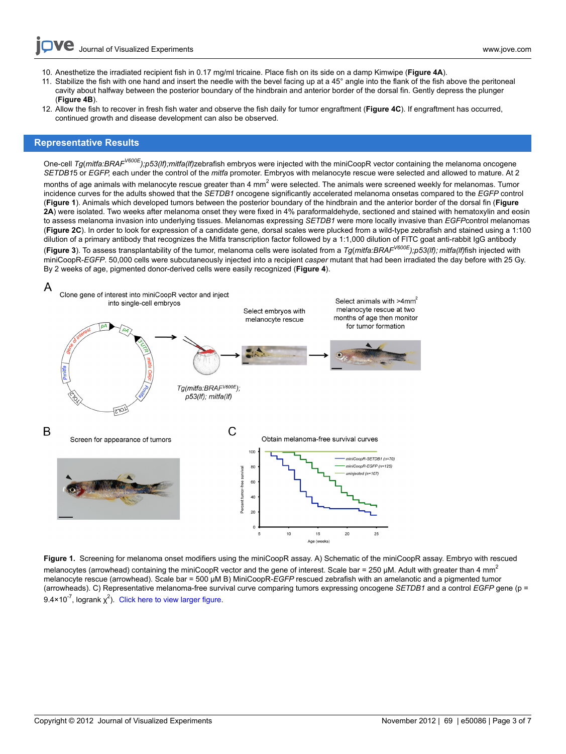10. Anesthetize the irradiated recipient fish in 0.17 mg/ml tricaine. Place fish on its side on a damp Kimwipe (**Figure 4A**).
11. Stabilize the fish with one hand and insert the needle with the bevel facing up at a 45° angle into the flank of the fish above the peritoneal cavity about halfway between the posterior boundary of the hindbrain and anterior border of the dorsal fin. Gently depress the plunger (**Figure 4B**).
12. Allow the fish to recover in fresh fish water and observe the fish daily for tumor engraftment (**Figure 4C**). If engraftment has occurred, continued growth and disease development can also be observed.

## Representative Results

One-cell *Tg(mitfa:BRAF$^{V600E}$);p53(lf);mitfa(lf)*zebrafish embryos were injected with the miniCoopR vector containing the melanoma oncogene *SETDB1*5 or *EGFP*, each under the control of the *mitfa* promoter. Embryos with melanocyte rescue were selected and allowed to mature. At 2 months of age animals with melanocyte rescue greater than 4 mm$^2$ were selected. The animals were screened weekly for melanomas. Tumor incidence curves for the adults showed that the *SETDB1* oncogene significantly accelerated melanoma onsetas compared to the *EGFP* control (**Figure 1**). Animals which developed tumors between the posterior boundary of the hindbrain and the anterior border of the dorsal fin (**Figure 2A**) were isolated. Two weeks after melanoma onset they were fixed in 4% paraformaldehyde, sectioned and stained with hematoxylin and eosin to assess melanoma invasion into underlying tissues. Melanomas expressing *SETDB1* were more locally invasive than *EGFP*control melanomas (**Figure 2C**). In order to look for expression of a candidate gene, dorsal scales were plucked from a wild-type zebrafish and stained using a 1:100 dilution of a primary antibody that recognizes the Mitfa transcription factor followed by a 1:1,000 dilution of FITC goat anti-rabbit IgG antibody (**Figure 3**). To assess transplantability of the tumor, melanoma cells were isolated from a *Tg(mitfa:BRAF$^{V600E}$);p53(lf); mitfa(lf)*fish injected with miniCoopR-*EGFP*. 50,000 cells were subcutaneously injected into a recipient *casper* mutant that had been irradiated the day before with 25 Gy. By 2 weeks of age, pigmented donor-derived cells were easily recognized (**Figure 4**).

**Figure 1.** Screening for melanoma onset modifiers using the miniCoopR assay. A) Schematic of the miniCoopR assay. Embryo with rescued melanocytes (arrowhead) containing the miniCoopR vector and the gene of interest. Scale bar = 250 μM. Adult with greater than 4 mm$^2$ melanocyte rescue (arrowhead). Scale bar = 500 μM B) MiniCoopR-*EGFP* rescued zebrafish with an amelanotic and a pigmented tumor (arrowheads). C) Representative melanoma-free survival curve comparing tumors expressing oncogene *SETDB1* and a control *EGFP* gene ($p = 9.4 \times 10^{-7}$, logrank $\chi^2$). Click here to view larger figure.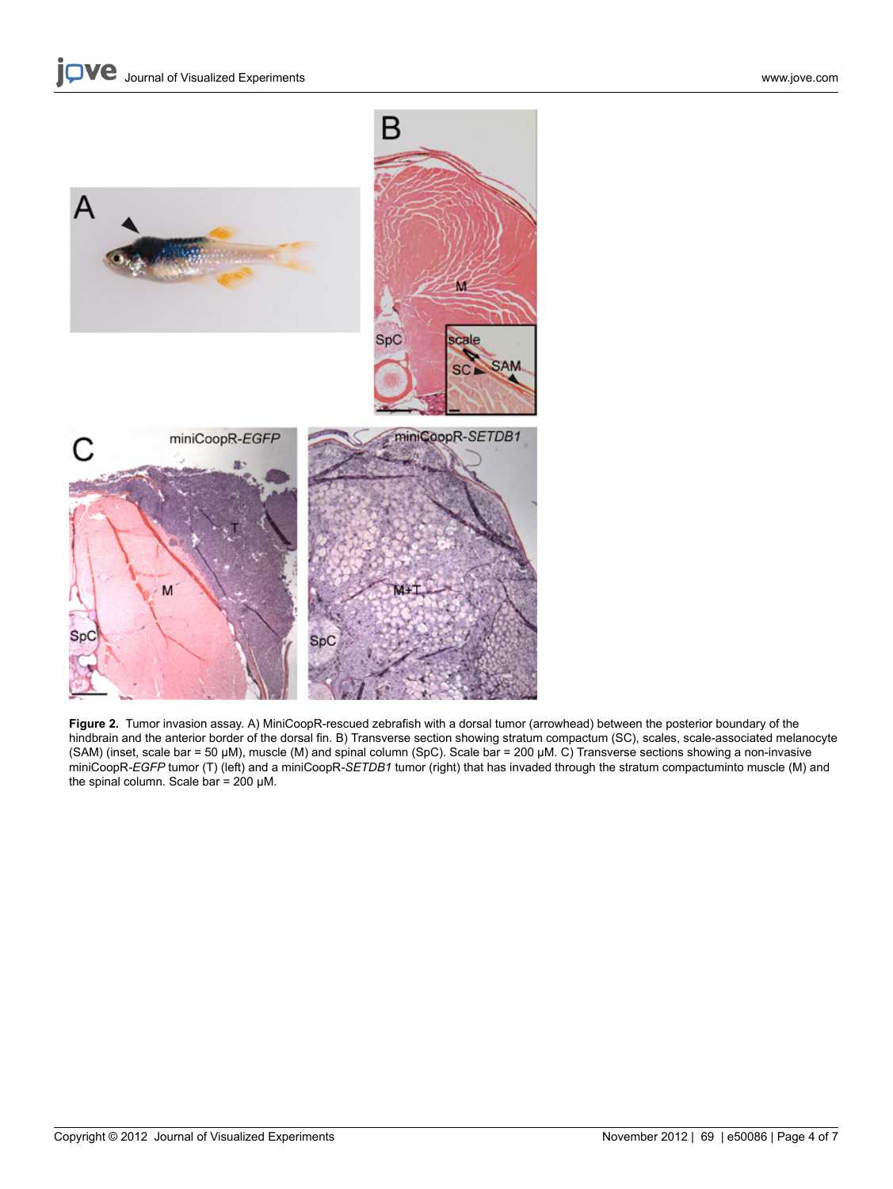**Figure 2.** Tumor invasion assay. A) MiniCoopR-rescued zebrafish with a dorsal tumor (arrowhead) between the posterior boundary of the hindbrain and the anterior border of the dorsal fin. B) Transverse section showing stratum compactum (SC), scales, scale-associated melanocyte (SAM) (inset, scale bar = 50 μM), muscle (M) and spinal column (SpC). Scale bar = 200 μM. C) Transverse sections showing a non-invasive miniCoopR-*EGFP* tumor (T) (left) and a miniCoopR-*SETDB1* tumor (right) that has invaded through the stratum compactuminto muscle (M) and the spinal column. Scale bar = 200 μM.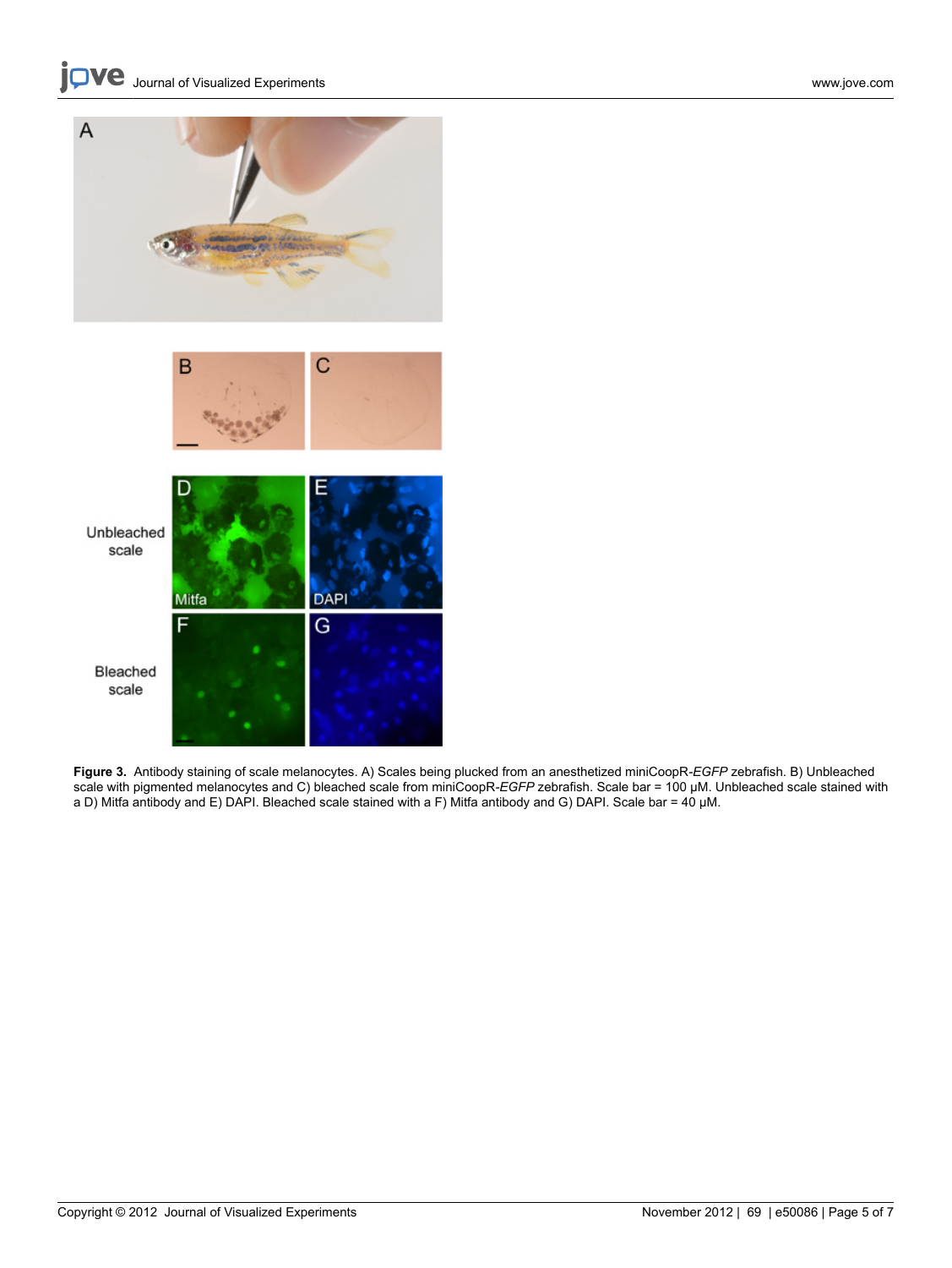**Figure 3.** Antibody staining of scale melanocytes. A) Scales being plucked from an anesthetized miniCoopR-*EGFP* zebrafish. B) Unbleached scale with pigmented melanocytes and C) bleached scale from miniCoopR-*EGFP* zebrafish. Scale bar = 100 μM. Unbleached scale stained with a D) Mitfa antibody and E) DAPI. Bleached scale stained with a F) Mitfa antibody and G) DAPI. Scale bar = 40 μM.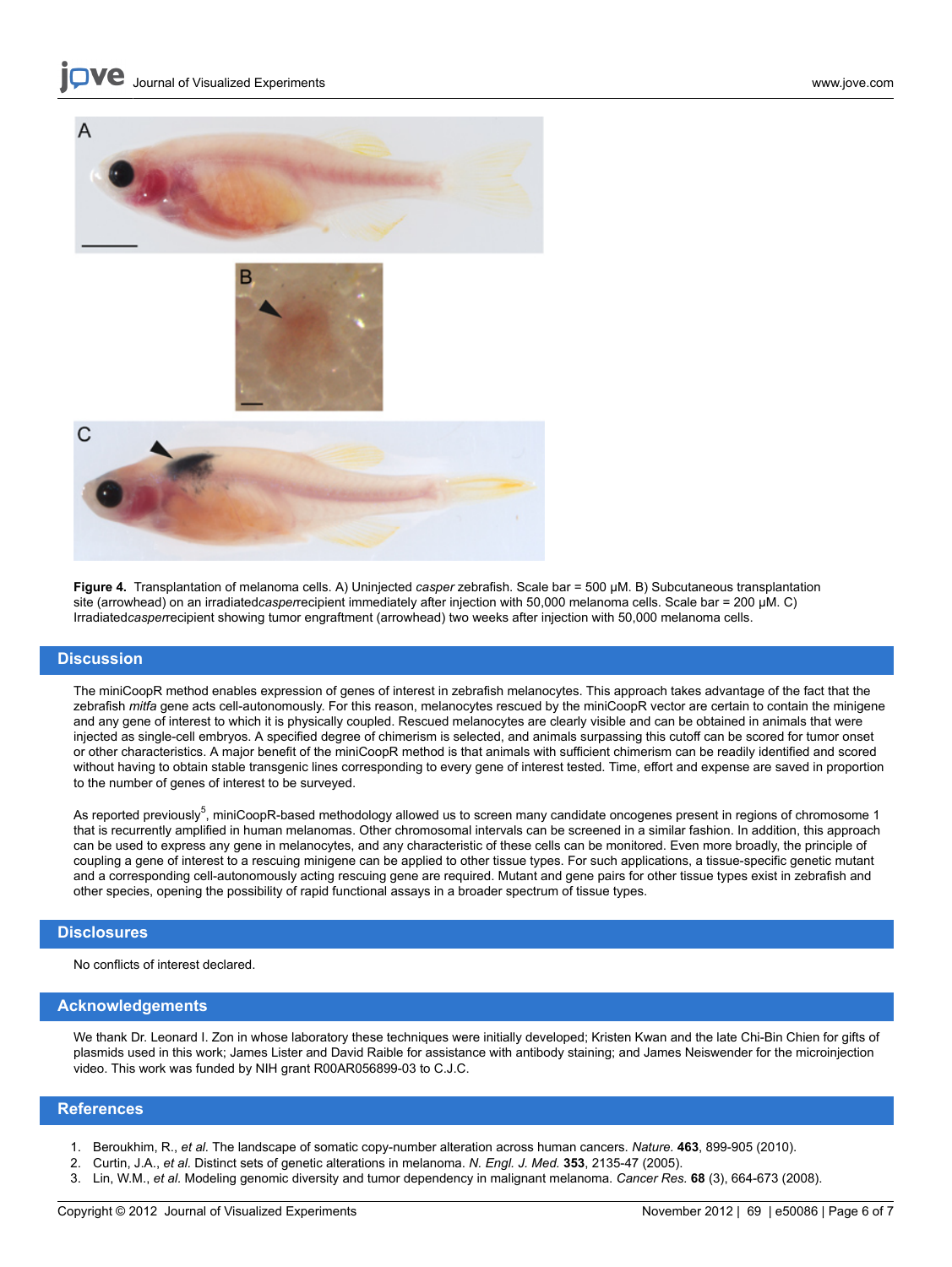**Figure 4.** Transplantation of melanoma cells. A) Uninjected *casper* zebrafish. Scale bar = 500 µM. B) Subcutaneous transplantation site (arrowhead) on an irradiated*casper*recipient immediately after injection with 50,000 melanoma cells. Scale bar = 200 µM. C) Irradiated*casper*recipient showing tumor engraftment (arrowhead) two weeks after injection with 50,000 melanoma cells.

## Discussion

The miniCoopR method enables expression of genes of interest in zebrafish melanocytes. This approach takes advantage of the fact that the zebrafish *mitfa* gene acts cell-autonomously. For this reason, melanocytes rescued by the miniCoopR vector are certain to contain the minigene and any gene of interest to which it is physically coupled. Rescued melanocytes are clearly visible and can be obtained in animals that were injected as single-cell embryos. A specified degree of chimerism is selected, and animals surpassing this cutoff can be scored for tumor onset or other characteristics. A major benefit of the miniCoopR method is that animals with sufficient chimerism can be readily identified and scored without having to obtain stable transgenic lines corresponding to every gene of interest tested. Time, effort and expense are saved in proportion to the number of genes of interest to be surveyed.

As reported previously[5], miniCoopR-based methodology allowed us to screen many candidate oncogenes present in regions of chromosome 1 that is recurrently amplified in human melanomas. Other chromosomal intervals can be screened in a similar fashion. In addition, this approach can be used to express any gene in melanocytes, and any characteristic of these cells can be monitored. Even more broadly, the principle of coupling a gene of interest to a rescuing minigene can be applied to other tissue types. For such applications, a tissue-specific genetic mutant and a corresponding cell-autonomously acting rescuing gene are required. Mutant and gene pairs for other tissue types exist in zebrafish and other species, opening the possibility of rapid functional assays in a broader spectrum of tissue types.

## Disclosures

No conflicts of interest declared.

## Acknowledgements

We thank Dr. Leonard I. Zon in whose laboratory these techniques were initially developed; Kristen Kwan and the late Chi-Bin Chien for gifts of plasmids used in this work; James Lister and David Raible for assistance with antibody staining; and James Neiswender for the microinjection video. This work was funded by NIH grant R00AR056899-03 to C.J.C.

## References

1. Beroukhim, R., *et al.* The landscape of somatic copy-number alteration across human cancers. *Nature.* **463**, 899-905 (2010).
2. Curtin, J.A., *et al.* Distinct sets of genetic alterations in melanoma. *N. Engl. J. Med.* **353**, 2135-47 (2005).
3. Lin, W.M., *et al.* Modeling genomic diversity and tumor dependency in malignant melanoma. *Cancer Res.* **68** (3), 664-673 (2008).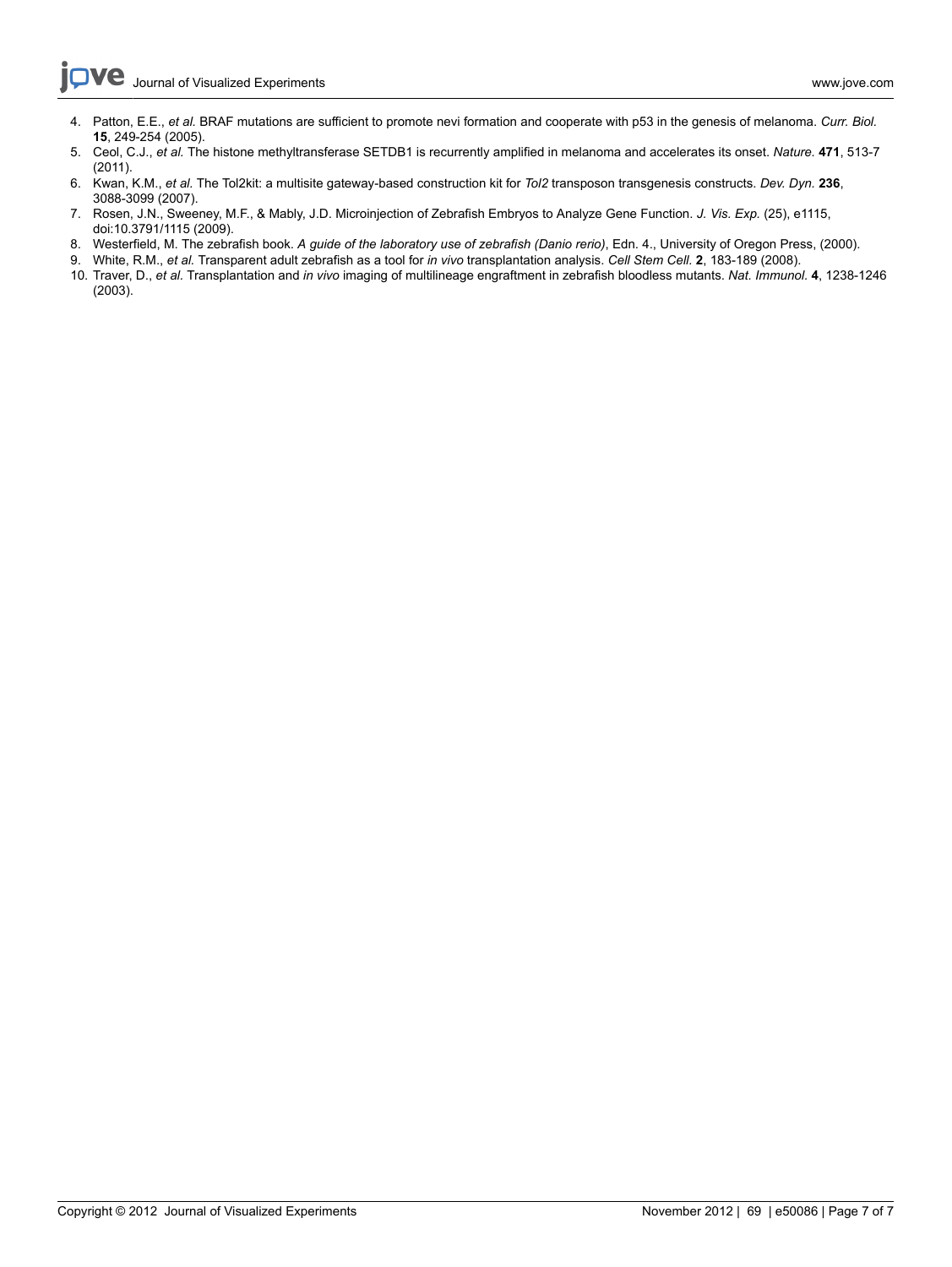4. Patton, E.E., *et al.* BRAF mutations are sufficient to promote nevi formation and cooperate with p53 in the genesis of melanoma. *Curr. Biol.* **15**, 249-254 (2005).
5. Ceol, C.J., *et al.* The histone methyltransferase SETDB1 is recurrently amplified in melanoma and accelerates its onset. *Nature.* **471**, 513-7 (2011).
6. Kwan, K.M., *et al.* The Tol2kit: a multisite gateway-based construction kit for *Tol2* transposon transgenesis constructs. *Dev. Dyn.* **236**, 3088-3099 (2007).
7. Rosen, J.N., Sweeney, M.F., & Mably, J.D. Microinjection of Zebrafish Embryos to Analyze Gene Function. *J. Vis. Exp.* (25), e1115, doi:10.3791/1115 (2009).
8. Westerfield, M. The zebrafish book. *A guide of the laboratory use of zebrafish (Danio rerio)*, Edn. 4., University of Oregon Press, (2000).
9. White, R.M., *et al.* Transparent adult zebrafish as a tool for *in vivo* transplantation analysis. *Cell Stem Cell.* **2**, 183-189 (2008).
10. Traver, D., *et al.* Transplantation and *in vivo* imaging of multilineage engraftment in zebrafish bloodless mutants. *Nat. Immunol.* **4**, 1238-1246 (2003).